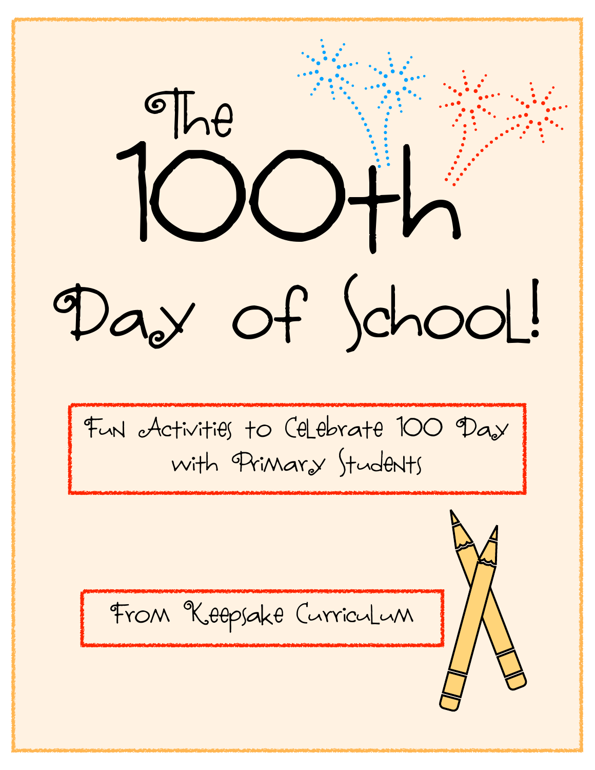# The 100th Day of School!

Fun Activities to Celebrate 100 Day with Primary Students

From Keepsake Curriculum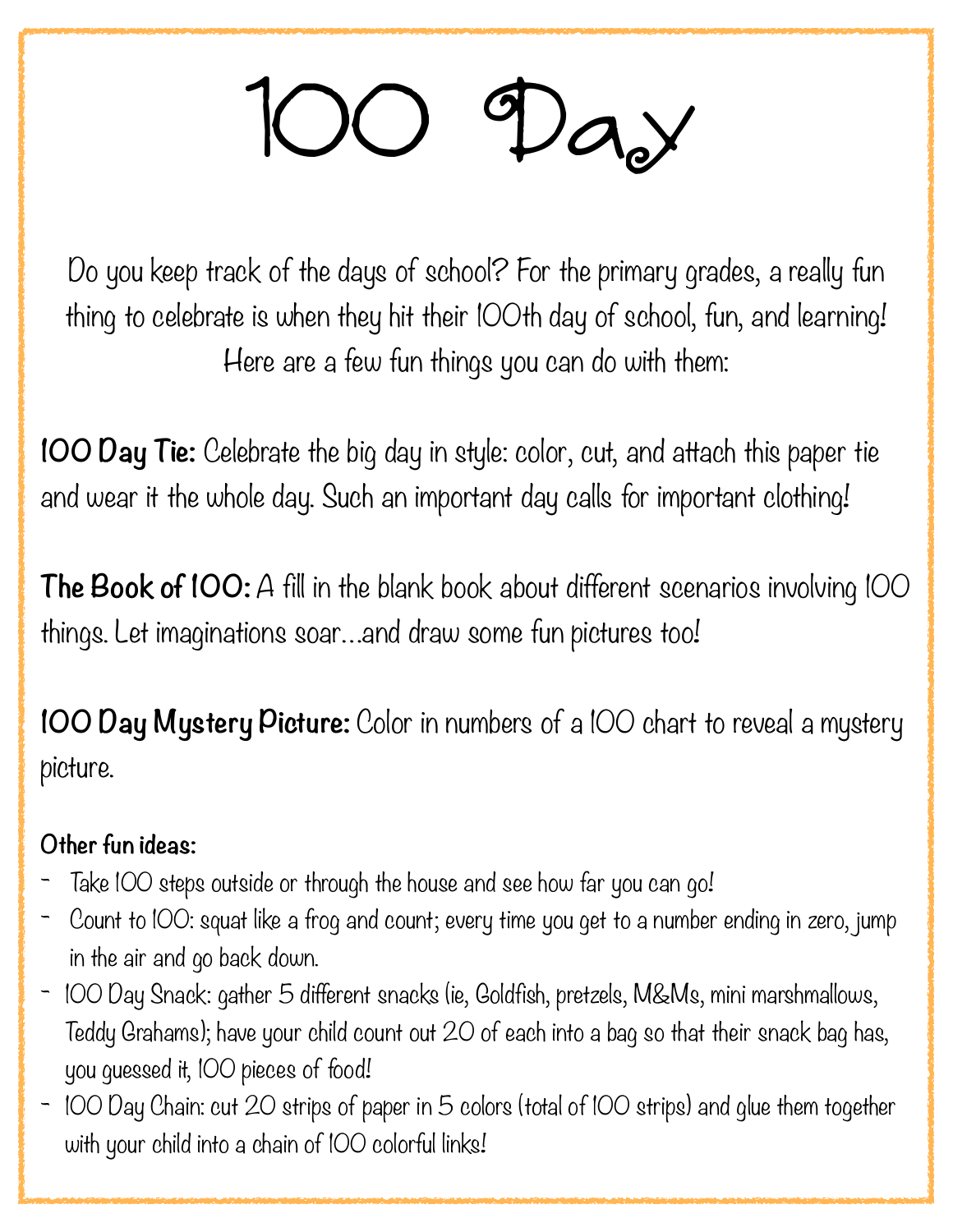# 100 Day

Do you keep track of the days of school? For the primary grades, a really fun thing to celebrate is when they hit their 100th day of school, fun, and learning! Here are a few fun things you can do with them:

**100 Day Tie:** Celebrate the big day in style: color, cut, and attach this paper tie and wear it the whole day. Such an important day calls for important clothing!

**The Book of 100:** A fill in the blank book about different scenarios involving 100 things. Let imaginations soar…and draw some fun pictures too!

**100 Day Mystery Picture:** Color in numbers of a 100 chart to reveal a mystery picture.

**Other fun ideas:**

- Take 100 steps outside or through the house and see how far you can go!
- Count to 100: squat like a frog and count; every time you get to a number ending in zero, jump in the air and go back down.
- 100 Day Snack: gather 5 different snacks (ie, Goldfish, pretzels, M&Ms, mini marshmallows, Teddy Grahams); have your child count out 20 of each into a bag so that their snack bag has, you guessed it, 100 pieces of food!
- 100 Day Chain: cut 20 strips of paper in 5 colors (total of 100 strips) and glue them together with your child into a chain of 100 colorful links!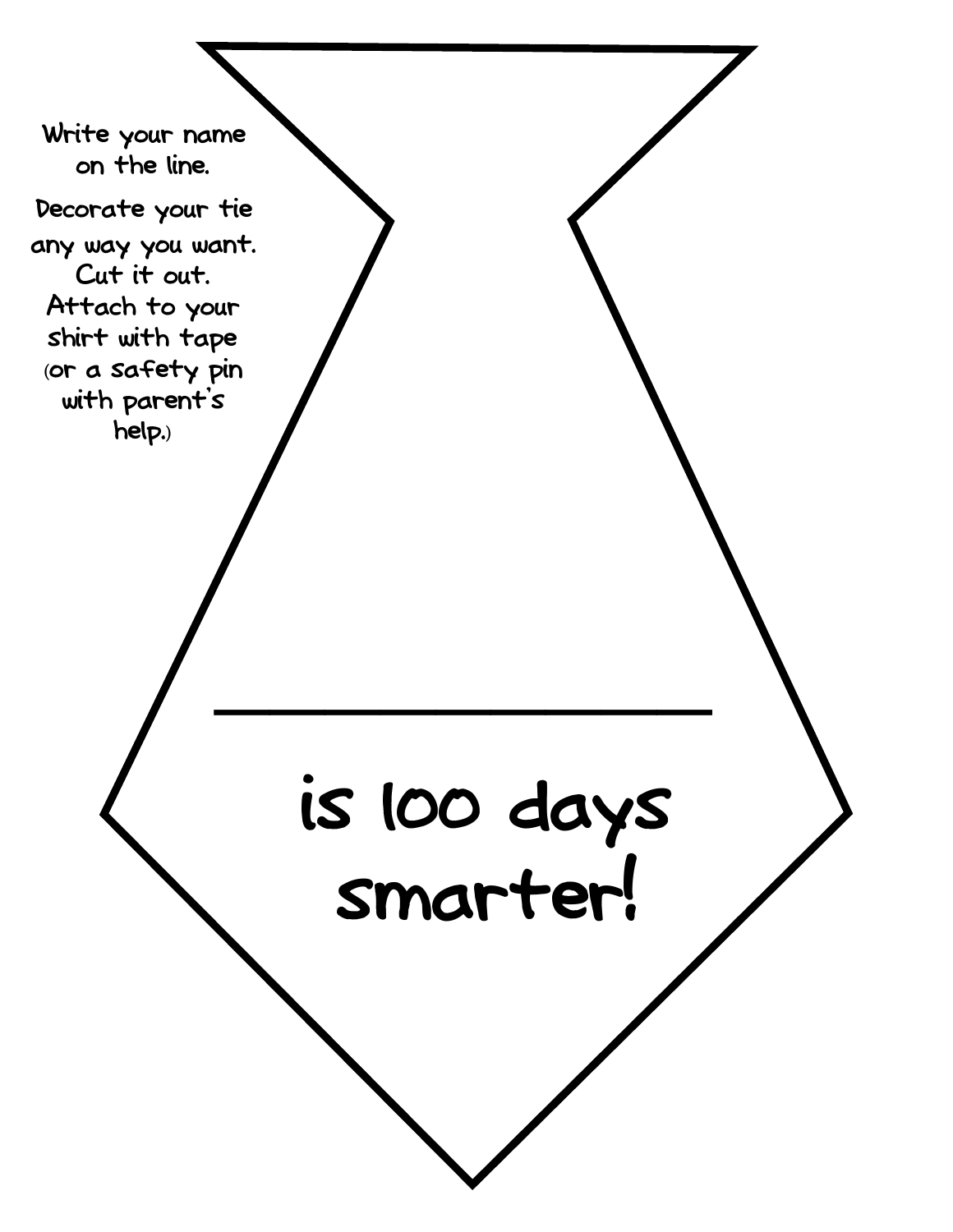Write your name on the line.

Decorate your tie any way you want.
Cut it out.
Attach to your shirt with tape (or a safety pin with parent's help.)

\_\_\_\_\_\_\_\_\_\_\_\_\_\_\_\_\_\_\_\_\_\_\_\_

is 100 days smarter!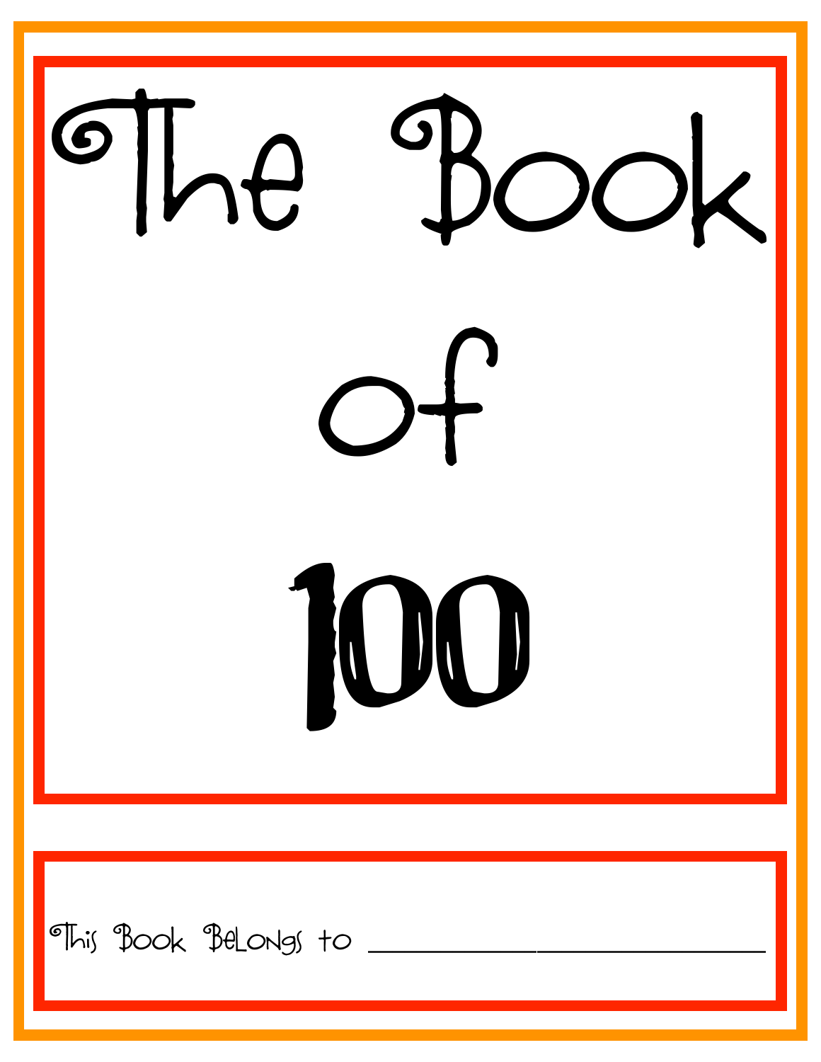# The Book of 100

This Book Belongs to ______________________________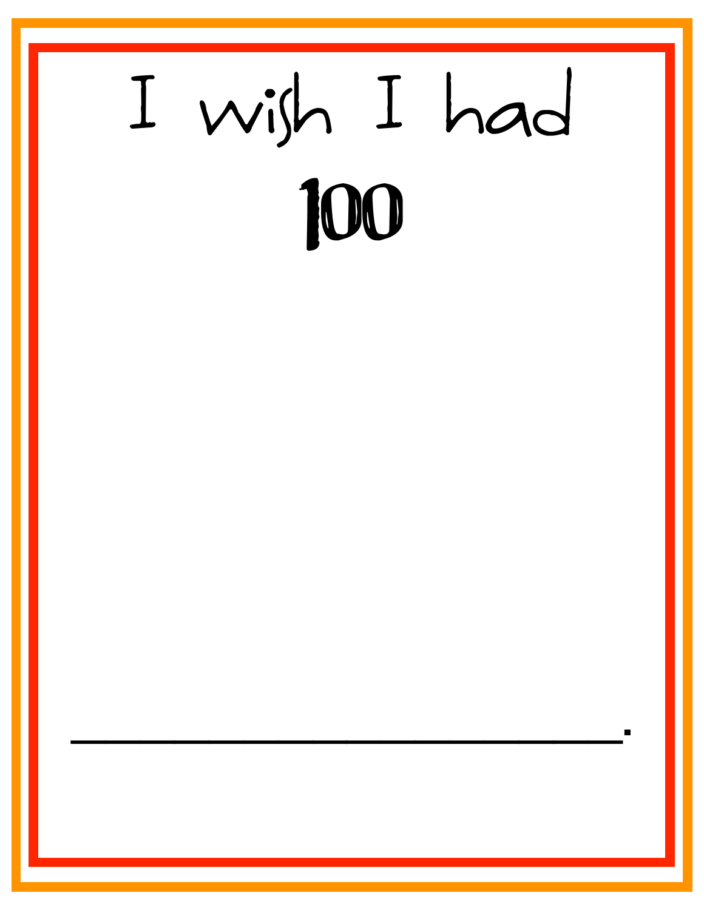# I wish I had

# 100

________________________________.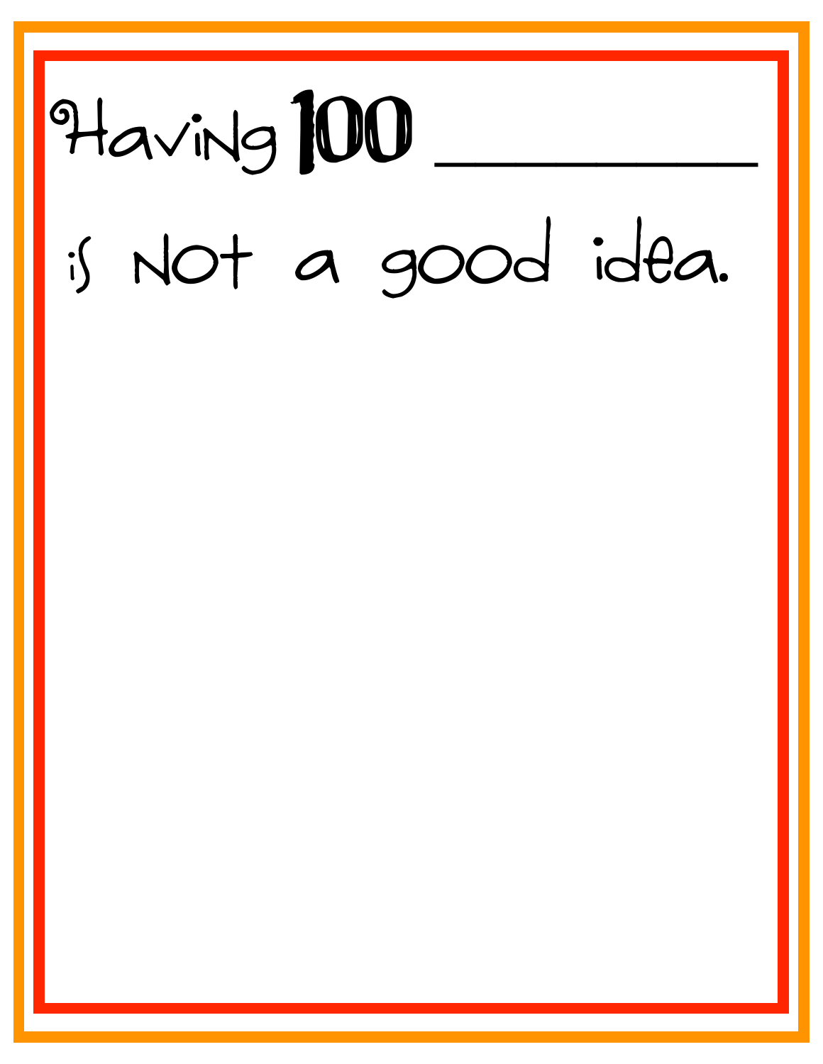Having 100 ___________

is not a good idea.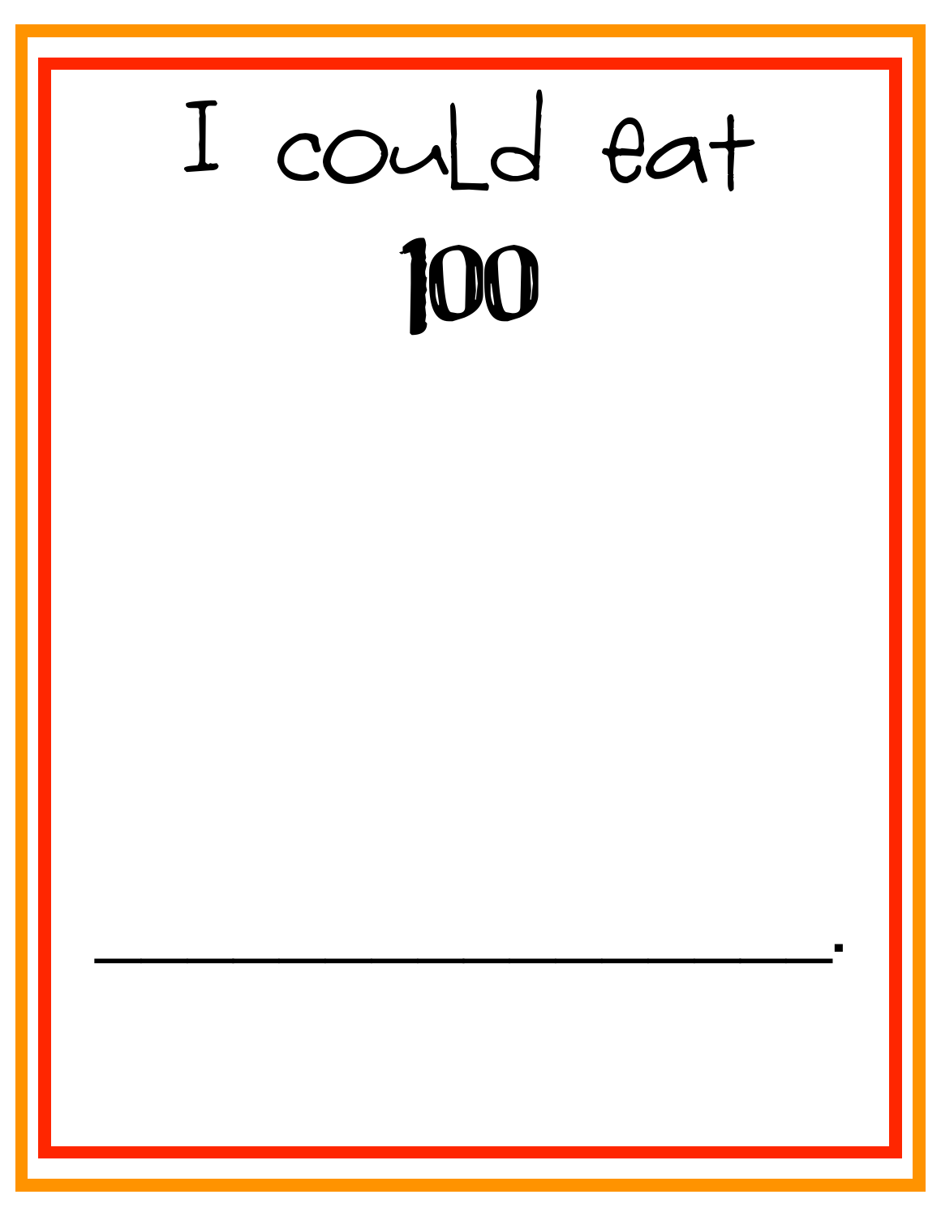# I could eat

# 100

_____________________________.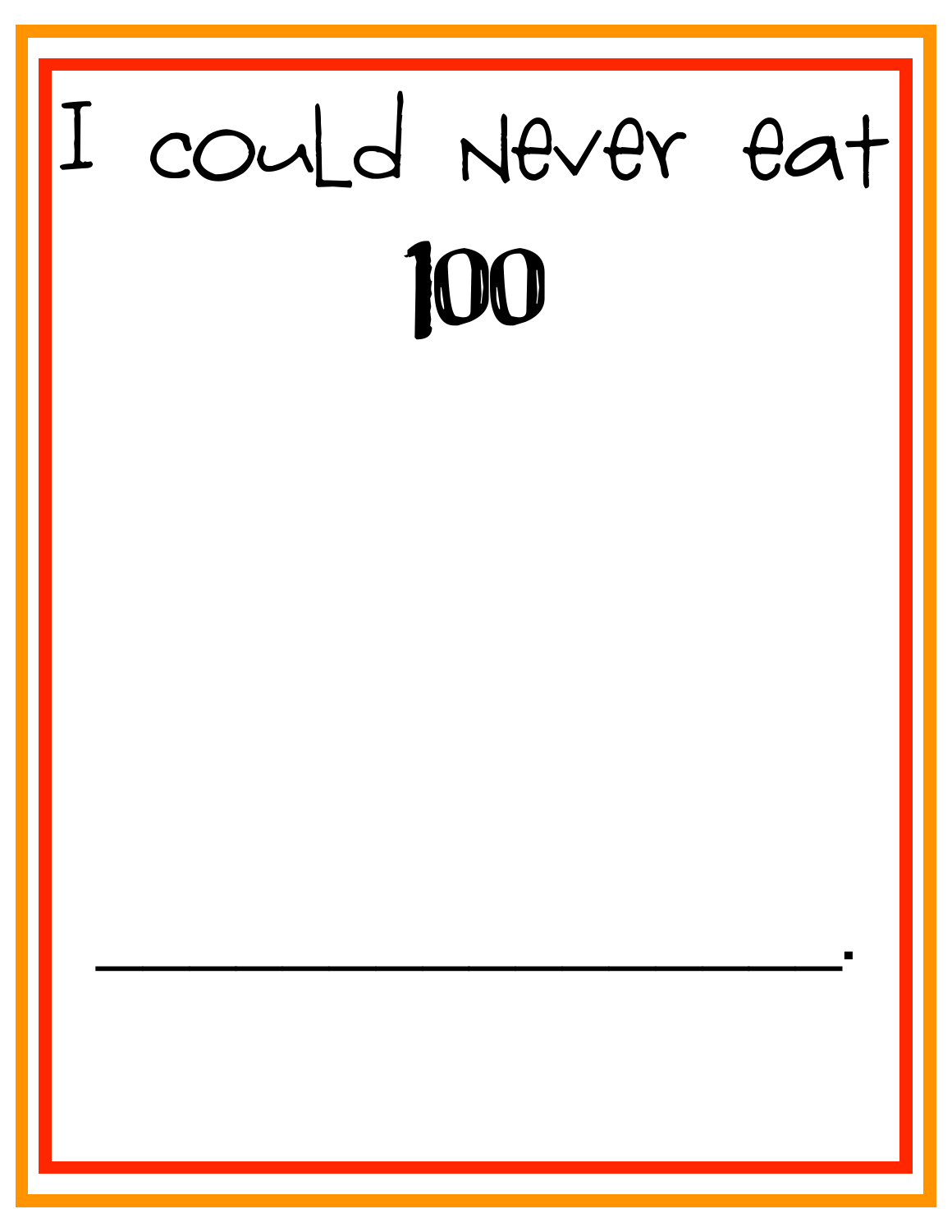# I could Never eat

# 100

_______________________.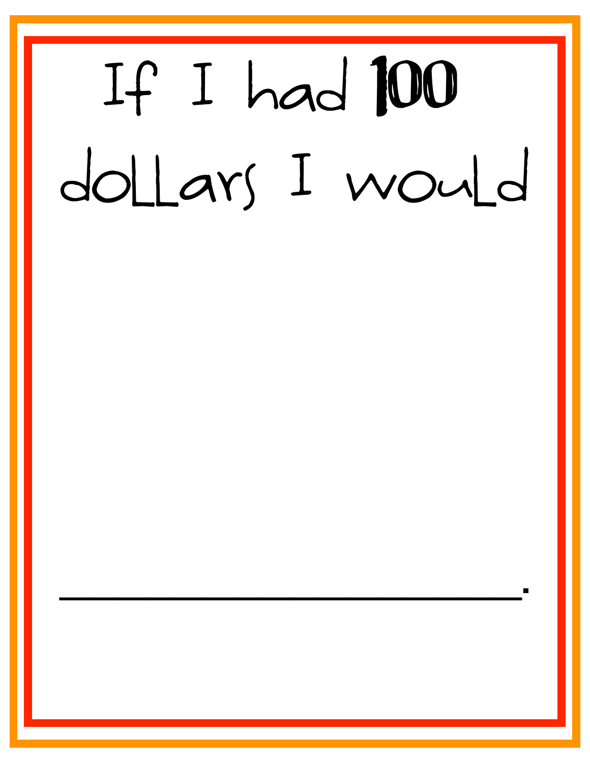# If I had 100 dollars I would

______________________________.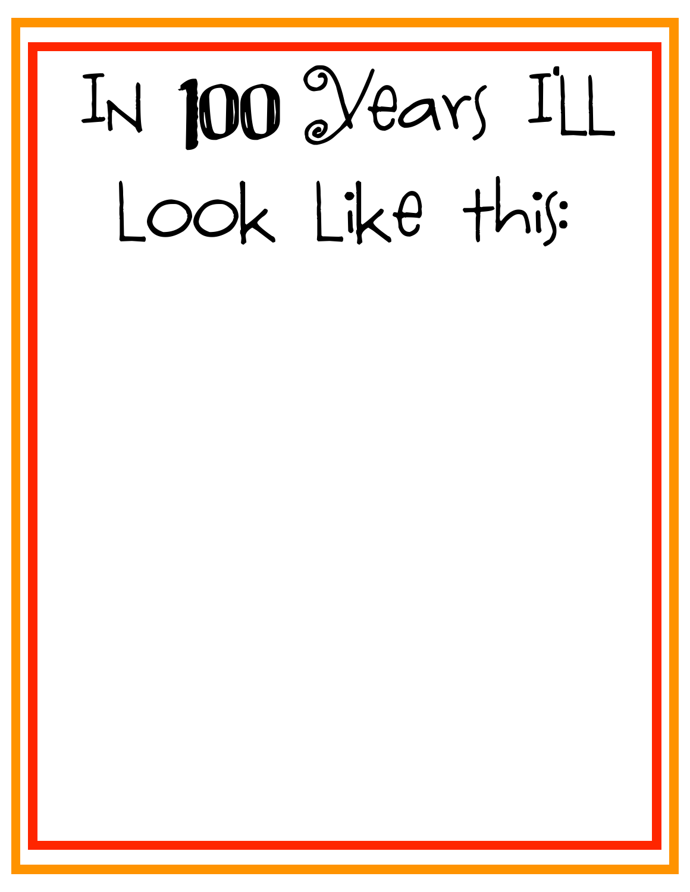# In 100 Years I'LL Look Like this: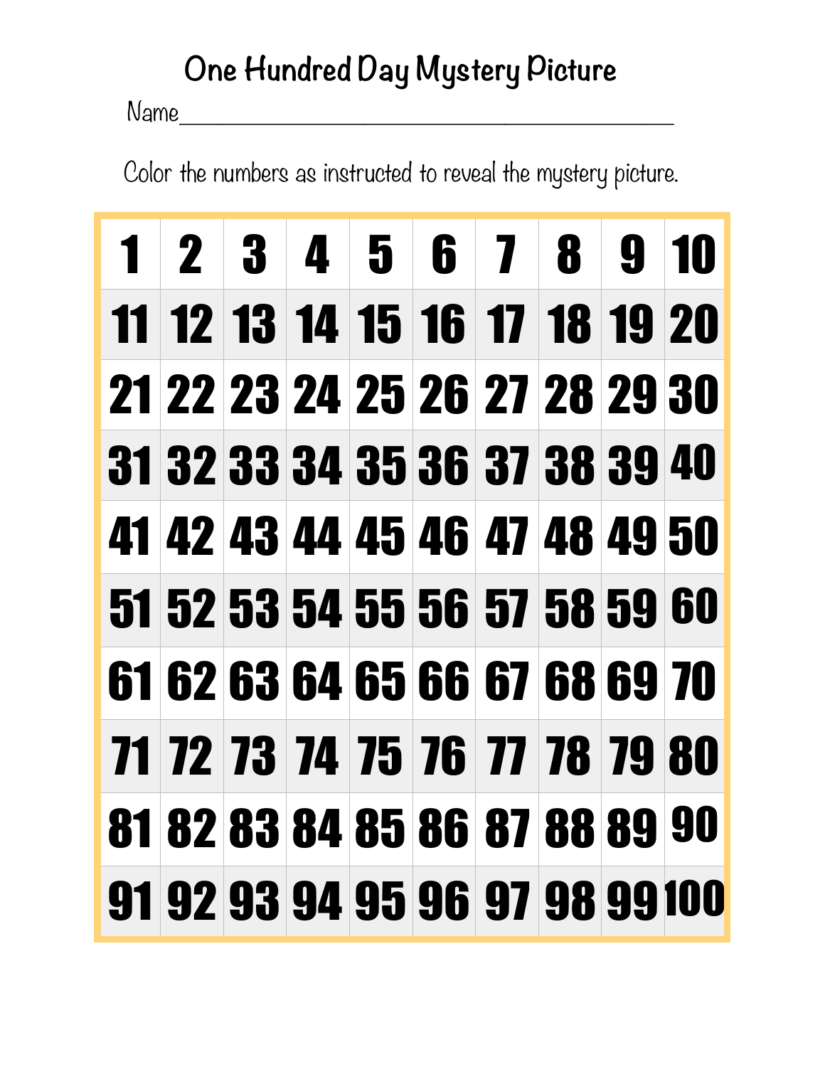# One Hundred Day Mystery Picture

Name_______________________________________________

Color the numbers as instructed to reveal the mystery picture.

| 1 | 2 | 3 | 4 | 5 | 6 | 7 | 8 | 9 | 10 |
|---|---|---|---|---|---|---|---|---|---|
| 11 | 12 | 13 | 14 | 15 | 16 | 17 | 18 | 19 | 20 |
| 21 | 22 | 23 | 24 | 25 | 26 | 27 | 28 | 29 | 30 |
| 31 | 32 | 33 | 34 | 35 | 36 | 37 | 38 | 39 | 40 |
| 41 | 42 | 43 | 44 | 45 | 46 | 47 | 48 | 49 | 50 |
| 51 | 52 | 53 | 54 | 55 | 56 | 57 | 58 | 59 | 60 |
| 61 | 62 | 63 | 64 | 65 | 66 | 67 | 68 | 69 | 70 |
| 71 | 72 | 73 | 74 | 75 | 76 | 77 | 78 | 79 | 80 |
| 81 | 82 | 83 | 84 | 85 | 86 | 87 | 88 | 89 | 90 |
| 91 | 92 | 93 | 94 | 95 | 96 | 97 | 98 | 99 | 100 |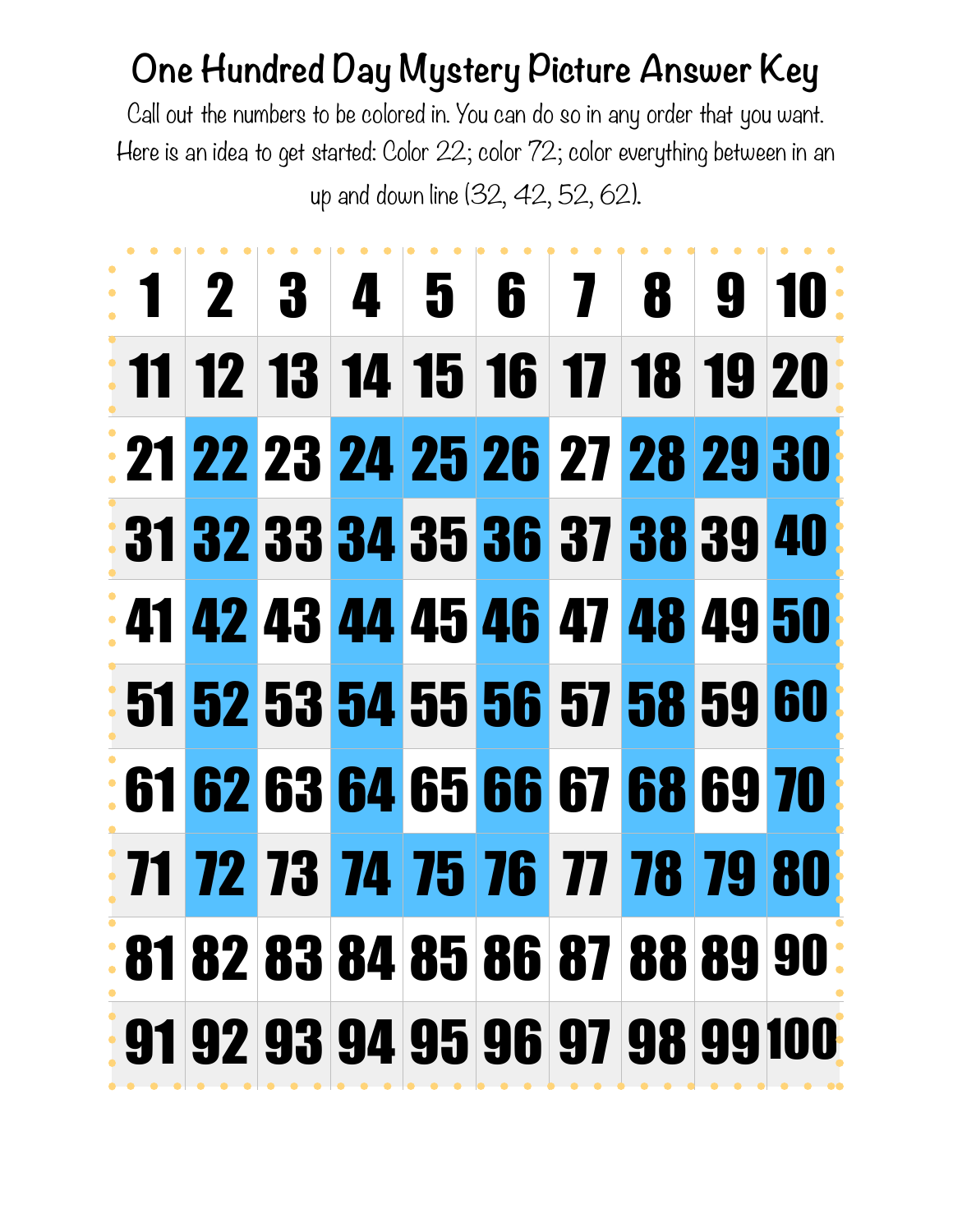# One Hundred Day Mystery Picture Answer Key

Call out the numbers to be colored in. You can do so in any order that you want. Here is an idea to get started: Color 22; color 72; color everything between in an up and down line (32, 42, 52, 62).

| | | | | | | | | | |
|---|---|---|---|---|---|---|---|---|---|
| 1 | 2 | 3 | 4 | 5 | 6 | 7 | 8 | 9 | 10 |
| 11 | 12 | 13 | 14 | 15 | 16 | 17 | 18 | 19 | 20 |
| 21 | 22 | 23 | 24 | 25 | 26 | 27 | 28 | 29 | 30 |
| 31 | 32 | 33 | 34 | 35 | 36 | 37 | 38 | 39 | 40 |
| 41 | 42 | 43 | 44 | 45 | 46 | 47 | 48 | 49 | 50 |
| 51 | 52 | 53 | 54 | 55 | 56 | 57 | 58 | 59 | 60 |
| 61 | 62 | 63 | 64 | 65 | 66 | 67 | 68 | 69 | 70 |
| 71 | 72 | 73 | 74 | 75 | 76 | 77 | 78 | 79 | 80 |
| 81 | 82 | 83 | 84 | 85 | 86 | 87 | 88 | 89 | 90 |
| 91 | 92 | 93 | 94 | 95 | 96 | 97 | 98 | 99 | 100 |